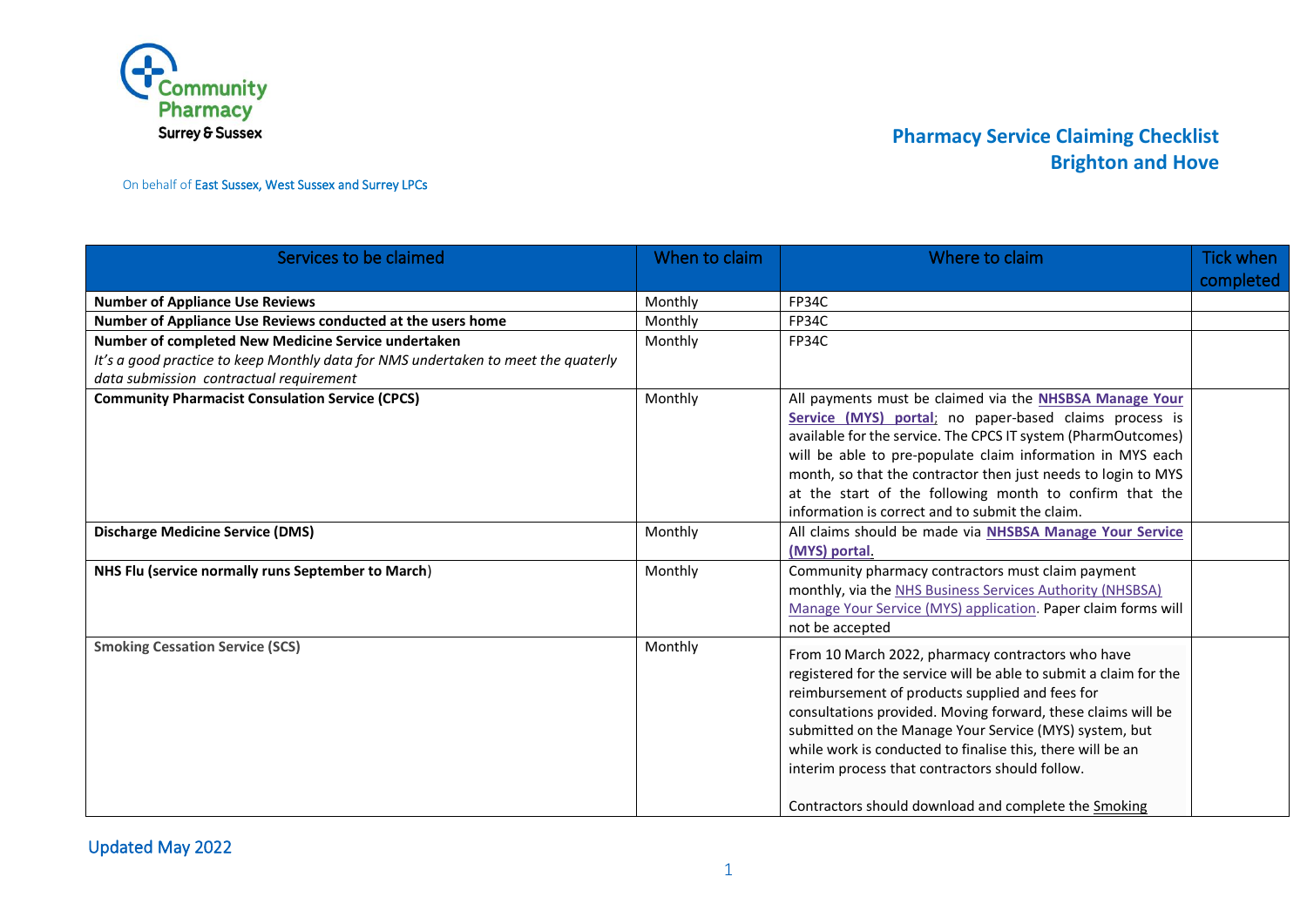Community Pharmacy Surrey & Sussex

On behalf of East Sussex, West Sussex and Surrey LPCs

# Pharmacy Service Claiming Checklist
## Brighton and Hove

| Services to be claimed | When to claim | Where to claim | Tick when completed |
|---|---|---|---|
| **Number of Appliance Use Reviews** | Monthly | FP34C | |
| **Number of Appliance Use Reviews conducted at the users home** | Monthly | FP34C | |
| **Number of completed New Medicine Service undertaken** *It's a good practice to keep Monthly data for NMS undertaken to meet the quaterly data submission contractual requirement* | Monthly | FP34C | |
| **Community Pharmacist Consulation Service (CPCS)** | Monthly | All payments must be claimed via the **NHSBSA Manage Your Service (MYS) portal**; no paper-based claims process is available for the service. The CPCS IT system (PharmOutcomes) will be able to pre-populate claim information in MYS each month, so that the contractor then just needs to login to MYS at the start of the following month to confirm that the information is correct and to submit the claim. | |
| **Discharge Medicine Service (DMS)** | Monthly | All claims should be made via **NHSBSA Manage Your Service (MYS) portal**. | |
| **NHS Flu (service normally runs September to March**) | Monthly | Community pharmacy contractors must claim payment monthly, via the NHS Business Services Authority (NHSBSA) Manage Your Service (MYS) application. Paper claim forms will not be accepted | |
| **Smoking Cessation Service (SCS)** | Monthly | From 10 March 2022, pharmacy contractors who have registered for the service will be able to submit a claim for the reimbursement of products supplied and fees for consultations provided. Moving forward, these claims will be submitted on the Manage Your Service (MYS) system, but while work is conducted to finalise this, there will be an interim process that contractors should follow. <br><br> Contractors should download and complete the Smoking | |

Updated May 2022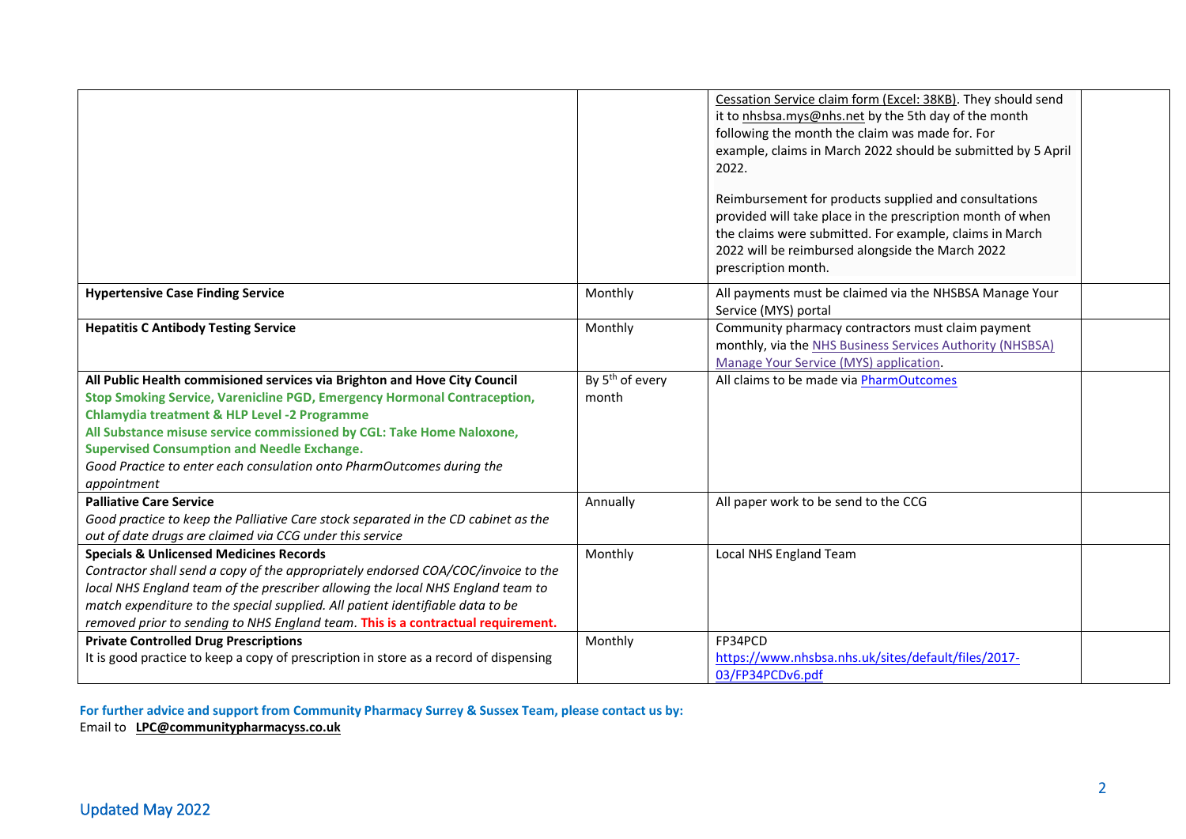| | | | |
|---|---|---|---|
| | | Cessation Service claim form (Excel: 38KB). They should send it to nhsbsa.mys@nhs.net by the 5th day of the month following the month the claim was made for. For example, claims in March 2022 should be submitted by 5 April 2022.<br><br>Reimbursement for products supplied and consultations provided will take place in the prescription month of when the claims were submitted. For example, claims in March 2022 will be reimbursed alongside the March 2022 prescription month. | |
| **Hypertensive Case Finding Service** | Monthly | All payments must be claimed via the NHSBSA Manage Your Service (MYS) portal | |
| **Hepatitis C Antibody Testing Service** | Monthly | Community pharmacy contractors must claim payment monthly, via the NHS Business Services Authority (NHSBSA) Manage Your Service (MYS) application. | |
| **All Public Health commisioned services via Brighton and Hove City Council**<br>**Stop Smoking Service, Varenicline PGD, Emergency Hormonal Contraception, Chlamydia treatment & HLP Level -2 Programme**<br>**All Substance misuse service commissioned by CGL: Take Home Naloxone, Supervised Consumption and Needle Exchange.**<br>*Good Practice to enter each consulation onto PharmOutcomes during the appointment* | By 5th of every month | All claims to be made via PharmOutcomes | |
| **Palliative Care Service**<br>*Good practice to keep the Palliative Care stock separated in the CD cabinet as the out of date drugs are claimed via CCG under this service* | Annually | All paper work to be send to the CCG | |
| **Specials & Unlicensed Medicines Records**<br>*Contractor shall send a copy of the appropriately endorsed COA/COC/invoice to the local NHS England team of the prescriber allowing the local NHS England team to match expenditure to the special supplied. All patient identifiable data to be removed prior to sending to NHS England team.* **This is a contractual requirement.** | Monthly | Local NHS England Team | |
| **Private Controlled Drug Prescriptions**<br>It is good practice to keep a copy of prescription in store as a record of dispensing | Monthly | FP34PCD<br>https://www.nhsbsa.nhs.uk/sites/default/files/2017-03/FP34PCDv6.pdf | |

**For further advice and support from Community Pharmacy Surrey & Sussex Team, please contact us by:**
Email to **LPC@communitypharmacyss.co.uk**

Updated May 2022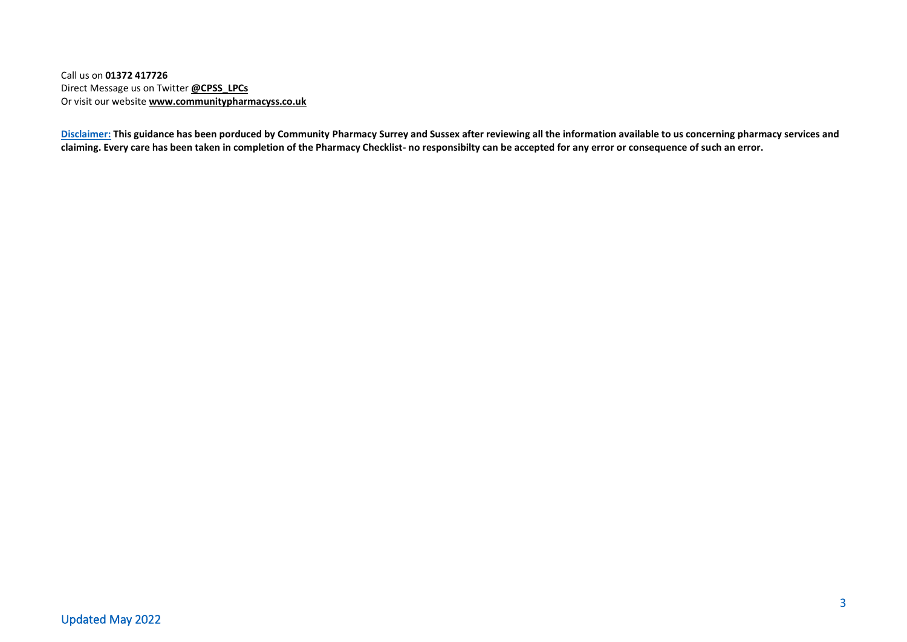Call us on **01372 417726**
Direct Message us on Twitter **@CPSS_LPCs**
Or visit our website **www.communitypharmacyss.co.uk**

**Disclaimer:** **This guidance has been porduced by Community Pharmacy Surrey and Sussex after reviewing all the information available to us concerning pharmacy services and claiming. Every care has been taken in completion of the Pharmacy Checklist- no responsibilty can be accepted for any error or consequence of such an error.**

Updated May 2022